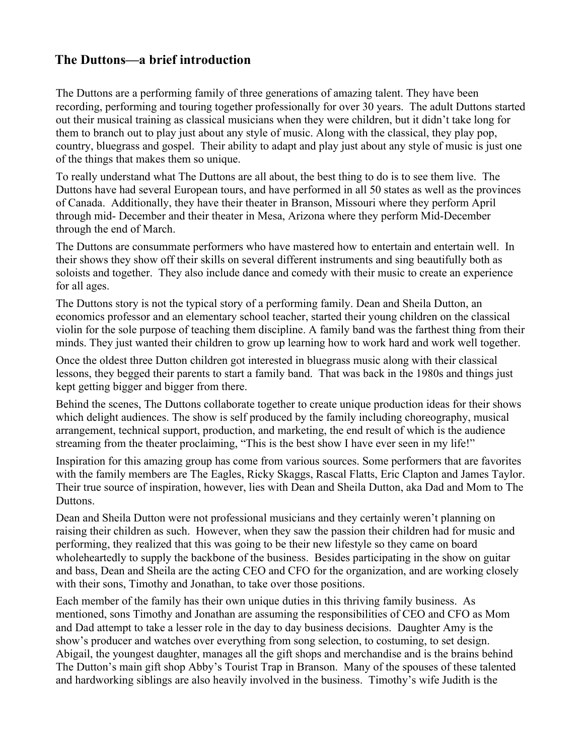## The Duttons—a brief introduction

The Duttons are a performing family of three generations of amazing talent. They have been recording, performing and touring together professionally for over 30 years. The adult Duttons started out their musical training as classical musicians when they were children, but it didn't take long for them to branch out to play just about any style of music. Along with the classical, they play pop, country, bluegrass and gospel. Their ability to adapt and play just about any style of music is just one of the things that makes them so unique.

To really understand what The Duttons are all about, the best thing to do is to see them live. The Duttons have had several European tours, and have performed in all 50 states as well as the provinces of Canada. Additionally, they have their theater in Branson, Missouri where they perform April through mid- December and their theater in Mesa, Arizona where they perform Mid-December through the end of March.

The Duttons are consummate performers who have mastered how to entertain and entertain well. In their shows they show off their skills on several different instruments and sing beautifully both as soloists and together. They also include dance and comedy with their music to create an experience for all ages.

The Duttons story is not the typical story of a performing family. Dean and Sheila Dutton, an economics professor and an elementary school teacher, started their young children on the classical violin for the sole purpose of teaching them discipline. A family band was the farthest thing from their minds. They just wanted their children to grow up learning how to work hard and work well together.

Once the oldest three Dutton children got interested in bluegrass music along with their classical lessons, they begged their parents to start a family band. That was back in the 1980s and things just kept getting bigger and bigger from there.

Behind the scenes, The Duttons collaborate together to create unique production ideas for their shows which delight audiences. The show is self produced by the family including choreography, musical arrangement, technical support, production, and marketing, the end result of which is the audience streaming from the theater proclaiming, "This is the best show I have ever seen in my life!"

Inspiration for this amazing group has come from various sources. Some performers that are favorites with the family members are The Eagles, Ricky Skaggs, Rascal Flatts, Eric Clapton and James Taylor. Their true source of inspiration, however, lies with Dean and Sheila Dutton, aka Dad and Mom to The Duttons.

Dean and Sheila Dutton were not professional musicians and they certainly weren't planning on raising their children as such. However, when they saw the passion their children had for music and performing, they realized that this was going to be their new lifestyle so they came on board wholeheartedly to supply the backbone of the business. Besides participating in the show on guitar and bass, Dean and Sheila are the acting CEO and CFO for the organization, and are working closely with their sons, Timothy and Jonathan, to take over those positions.

Each member of the family has their own unique duties in this thriving family business. As mentioned, sons Timothy and Jonathan are assuming the responsibilities of CEO and CFO as Mom and Dad attempt to take a lesser role in the day to day business decisions. Daughter Amy is the show's producer and watches over everything from song selection, to costuming, to set design. Abigail, the youngest daughter, manages all the gift shops and merchandise and is the brains behind The Dutton's main gift shop Abby's Tourist Trap in Branson. Many of the spouses of these talented and hardworking siblings are also heavily involved in the business. Timothy's wife Judith is the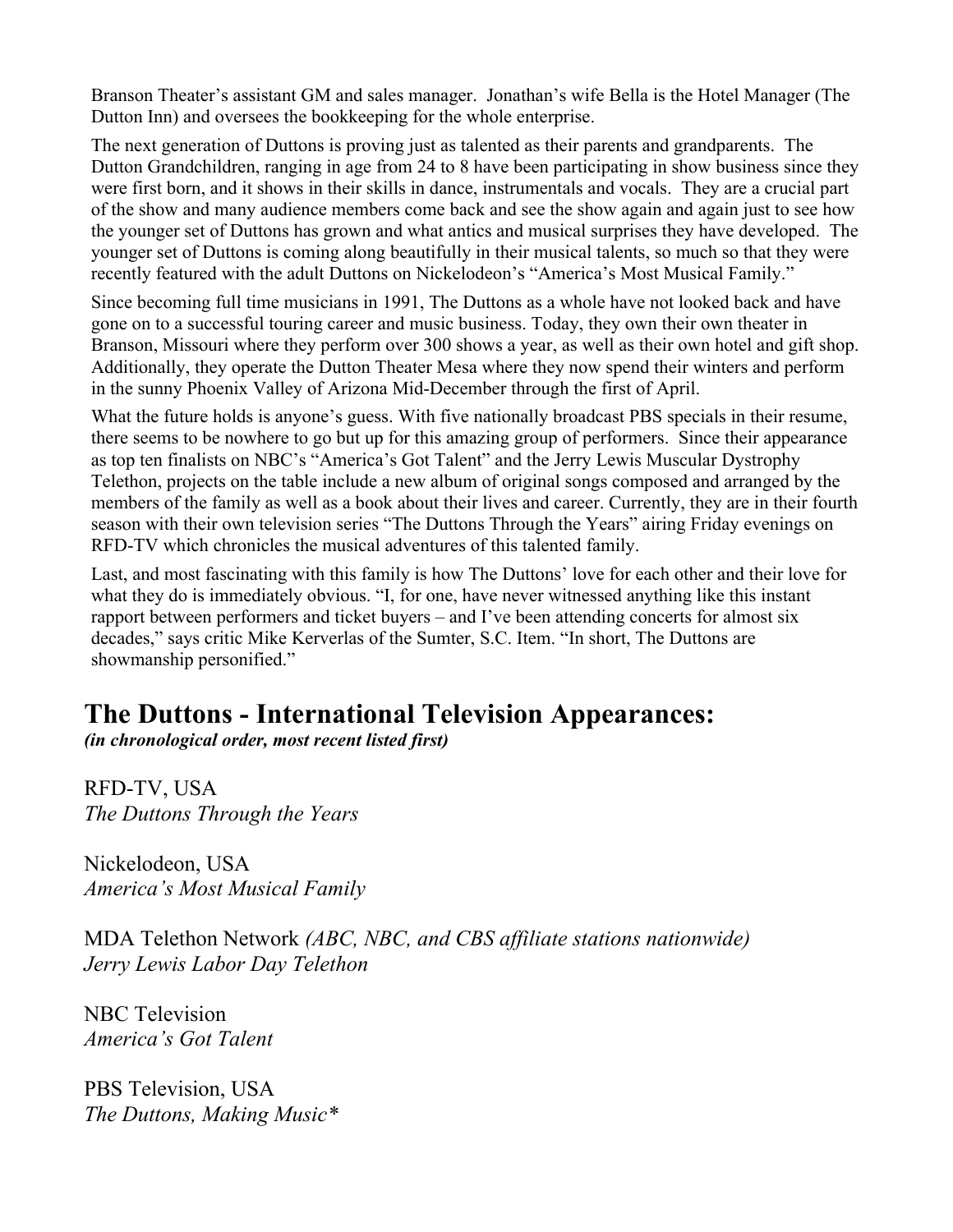Branson Theater's assistant GM and sales manager. Jonathan's wife Bella is the Hotel Manager (The Dutton Inn) and oversees the bookkeeping for the whole enterprise.

The next generation of Duttons is proving just as talented as their parents and grandparents. The Dutton Grandchildren, ranging in age from 24 to 8 have been participating in show business since they were first born, and it shows in their skills in dance, instrumentals and vocals. They are a crucial part of the show and many audience members come back and see the show again and again just to see how the younger set of Duttons has grown and what antics and musical surprises they have developed. The younger set of Duttons is coming along beautifully in their musical talents, so much so that they were recently featured with the adult Duttons on Nickelodeon's "America's Most Musical Family."

Since becoming full time musicians in 1991, The Duttons as a whole have not looked back and have gone on to a successful touring career and music business. Today, they own their own theater in Branson, Missouri where they perform over 300 shows a year, as well as their own hotel and gift shop. Additionally, they operate the Dutton Theater Mesa where they now spend their winters and perform in the sunny Phoenix Valley of Arizona Mid-December through the first of April.

What the future holds is anyone's guess. With five nationally broadcast PBS specials in their resume, there seems to be nowhere to go but up for this amazing group of performers. Since their appearance as top ten finalists on NBC's "America's Got Talent" and the Jerry Lewis Muscular Dystrophy Telethon, projects on the table include a new album of original songs composed and arranged by the members of the family as well as a book about their lives and career. Currently, they are in their fourth season with their own television series "The Duttons Through the Years" airing Friday evenings on RFD-TV which chronicles the musical adventures of this talented family.

Last, and most fascinating with this family is how The Duttons' love for each other and their love for what they do is immediately obvious. "I, for one, have never witnessed anything like this instant rapport between performers and ticket buyers – and I've been attending concerts for almost six decades," says critic Mike Kerverlas of the Sumter, S.C. Item. "In short, The Duttons are showmanship personified."

## The Duttons - International Television Appearances:

***(in chronological order, most recent listed first)***

RFD-TV, USA
*The Duttons Through the Years*

Nickelodeon, USA
*America's Most Musical Family*

MDA Telethon Network *(ABC, NBC, and CBS affiliate stations nationwide)*
*Jerry Lewis Labor Day Telethon*

NBC Television
*America's Got Talent*

PBS Television, USA
*The Duttons, Making Music**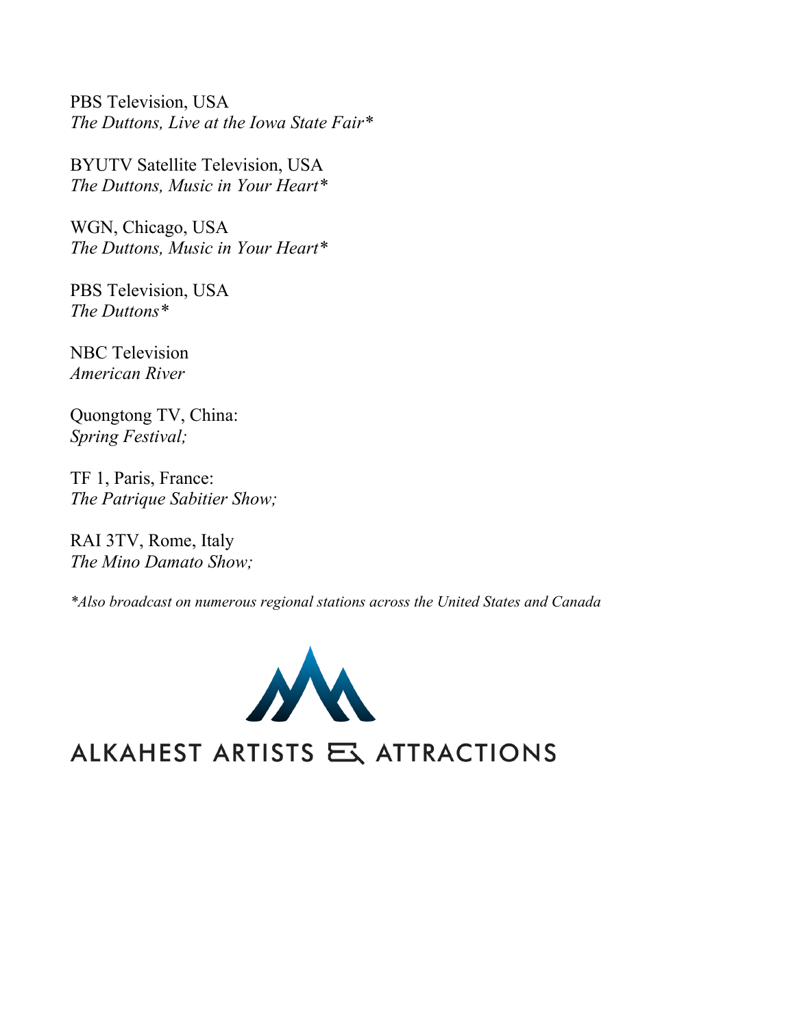PBS Television, USA
*The Duttons, Live at the Iowa State Fair**

BYUTV Satellite Television, USA
*The Duttons, Music in Your Heart**

WGN, Chicago, USA
*The Duttons, Music in Your Heart**

PBS Television, USA
*The Duttons**

NBC Television
*American River*

Quongtong TV, China:
*Spring Festival;*

TF 1, Paris, France:
*The Patrique Sabitier Show;*

RAI 3TV, Rome, Italy
*The Mino Damato Show;*

**Also broadcast on numerous regional stations across the United States and Canada*

ALKAHEST ARTISTS & ATTRACTIONS